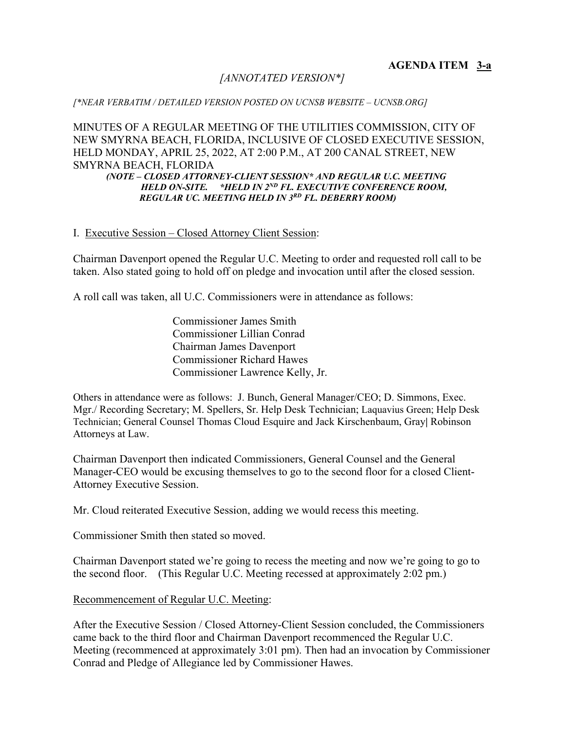**AGENDA ITEM 3-a**

*[ANNOTATED VERSION*]*

*[*NEAR VERBATIM / DETAILED VERSION POSTED ON UCNSB WEBSITE – UCNSB.ORG]*

MINUTES OF A REGULAR MEETING OF THE UTILITIES COMMISSION, CITY OF NEW SMYRNA BEACH, FLORIDA, INCLUSIVE OF CLOSED EXECUTIVE SESSION, HELD MONDAY, APRIL 25, 2022, AT 2:00 P.M., AT 200 CANAL STREET, NEW SMYRNA BEACH, FLORIDA

***(NOTE – CLOSED ATTORNEY-CLIENT SESSION* AND REGULAR U.C. MEETING HELD ON-SITE. *HELD IN 2ND FL. EXECUTIVE CONFERENCE ROOM, REGULAR UC. MEETING HELD IN 3RD FL. DEBERRY ROOM)***

I. Executive Session – Closed Attorney Client Session:

Chairman Davenport opened the Regular U.C. Meeting to order and requested roll call to be taken. Also stated going to hold off on pledge and invocation until after the closed session.

A roll call was taken, all U.C. Commissioners were in attendance as follows:

Commissioner James Smith
Commissioner Lillian Conrad
Chairman James Davenport
Commissioner Richard Hawes
Commissioner Lawrence Kelly, Jr.

Others in attendance were as follows: J. Bunch, General Manager/CEO; D. Simmons, Exec. Mgr./ Recording Secretary; M. Spellers, Sr. Help Desk Technician; Laquavius Green; Help Desk Technician; General Counsel Thomas Cloud Esquire and Jack Kirschenbaum, Gray| Robinson Attorneys at Law.

Chairman Davenport then indicated Commissioners, General Counsel and the General Manager-CEO would be excusing themselves to go to the second floor for a closed Client-Attorney Executive Session.

Mr. Cloud reiterated Executive Session, adding we would recess this meeting.

Commissioner Smith then stated so moved.

Chairman Davenport stated we're going to recess the meeting and now we're going to go to the second floor. (This Regular U.C. Meeting recessed at approximately 2:02 pm.)

Recommencement of Regular U.C. Meeting:

After the Executive Session / Closed Attorney-Client Session concluded, the Commissioners came back to the third floor and Chairman Davenport recommenced the Regular U.C. Meeting (recommenced at approximately 3:01 pm). Then had an invocation by Commissioner Conrad and Pledge of Allegiance led by Commissioner Hawes.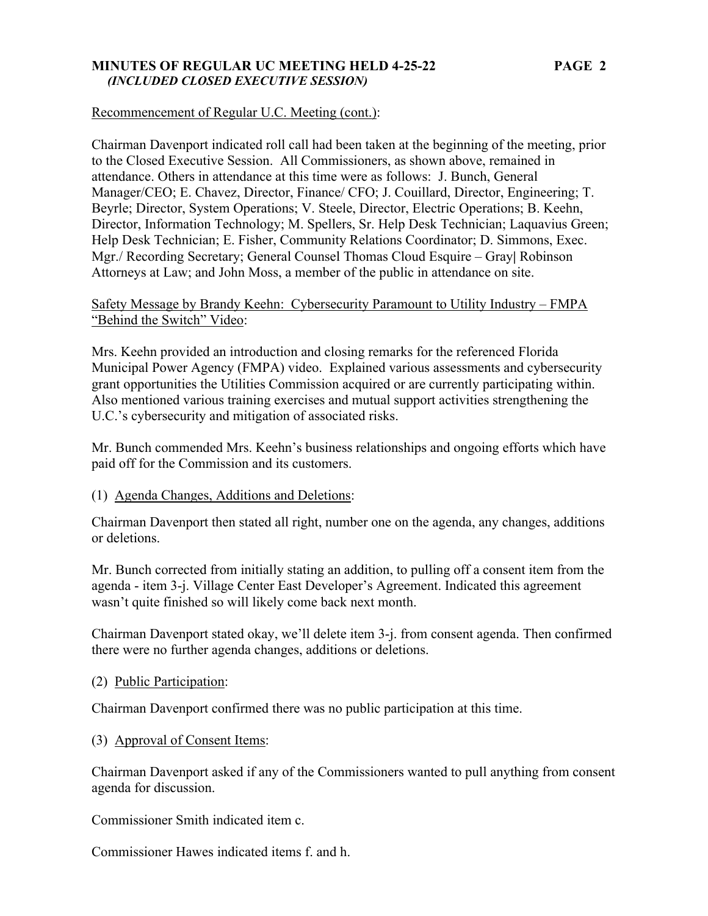Recommencement of Regular U.C. Meeting (cont.):

Chairman Davenport indicated roll call had been taken at the beginning of the meeting, prior to the Closed Executive Session. All Commissioners, as shown above, remained in attendance. Others in attendance at this time were as follows: J. Bunch, General Manager/CEO; E. Chavez, Director, Finance/ CFO; J. Couillard, Director, Engineering; T. Beyrle; Director, System Operations; V. Steele, Director, Electric Operations; B. Keehn, Director, Information Technology; M. Spellers, Sr. Help Desk Technician; Laquavius Green; Help Desk Technician; E. Fisher, Community Relations Coordinator; D. Simmons, Exec. Mgr./ Recording Secretary; General Counsel Thomas Cloud Esquire – Gray| Robinson Attorneys at Law; and John Moss, a member of the public in attendance on site.

Safety Message by Brandy Keehn: Cybersecurity Paramount to Utility Industry – FMPA "Behind the Switch" Video:

Mrs. Keehn provided an introduction and closing remarks for the referenced Florida Municipal Power Agency (FMPA) video. Explained various assessments and cybersecurity grant opportunities the Utilities Commission acquired or are currently participating within. Also mentioned various training exercises and mutual support activities strengthening the U.C.'s cybersecurity and mitigation of associated risks.

Mr. Bunch commended Mrs. Keehn's business relationships and ongoing efforts which have paid off for the Commission and its customers.

(1) Agenda Changes, Additions and Deletions:

Chairman Davenport then stated all right, number one on the agenda, any changes, additions or deletions.

Mr. Bunch corrected from initially stating an addition, to pulling off a consent item from the agenda - item 3-j. Village Center East Developer's Agreement. Indicated this agreement wasn't quite finished so will likely come back next month.

Chairman Davenport stated okay, we'll delete item 3-j. from consent agenda. Then confirmed there were no further agenda changes, additions or deletions.

(2) Public Participation:

Chairman Davenport confirmed there was no public participation at this time.

(3) Approval of Consent Items:

Chairman Davenport asked if any of the Commissioners wanted to pull anything from consent agenda for discussion.

Commissioner Smith indicated item c.

Commissioner Hawes indicated items f. and h.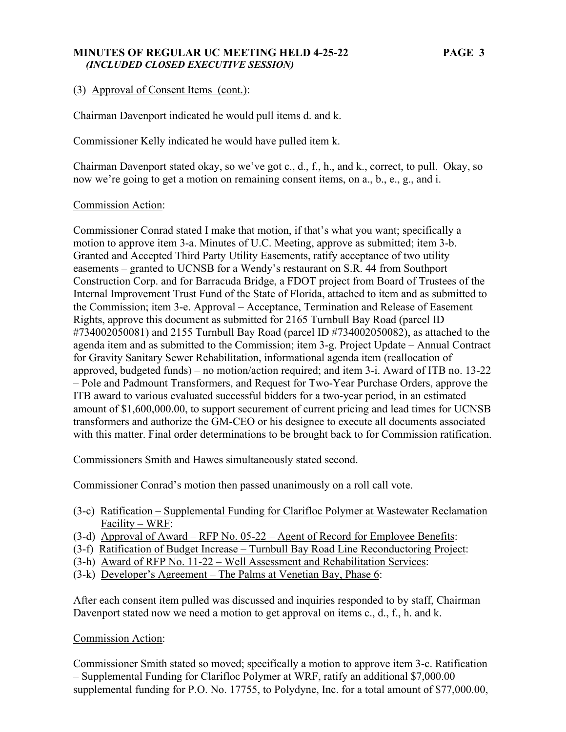(3) <u>Approval of Consent Items (cont.)</u>:

Chairman Davenport indicated he would pull items d. and k.

Commissioner Kelly indicated he would have pulled item k.

Chairman Davenport stated okay, so we've got c., d., f., h., and k., correct, to pull. Okay, so now we're going to get a motion on remaining consent items, on a., b., e., g., and i.

<u>Commission Action</u>:

Commissioner Conrad stated I make that motion, if that's what you want; specifically a motion to approve item 3-a. Minutes of U.C. Meeting, approve as submitted; item 3-b. Granted and Accepted Third Party Utility Easements, ratify acceptance of two utility easements – granted to UCNSB for a Wendy's restaurant on S.R. 44 from Southport Construction Corp. and for Barracuda Bridge, a FDOT project from Board of Trustees of the Internal Improvement Trust Fund of the State of Florida, attached to item and as submitted to the Commission; item 3-e. Approval – Acceptance, Termination and Release of Easement Rights, approve this document as submitted for 2165 Turnbull Bay Road (parcel ID #734002050081) and 2155 Turnbull Bay Road (parcel ID #734002050082), as attached to the agenda item and as submitted to the Commission; item 3-g. Project Update – Annual Contract for Gravity Sanitary Sewer Rehabilitation, informational agenda item (reallocation of approved, budgeted funds) – no motion/action required; and item 3-i. Award of ITB no. 13-22 – Pole and Padmount Transformers, and Request for Two-Year Purchase Orders, approve the ITB award to various evaluated successful bidders for a two-year period, in an estimated amount of $1,600,000.00, to support securement of current pricing and lead times for UCNSB transformers and authorize the GM-CEO or his designee to execute all documents associated with this matter. Final order determinations to be brought back to for Commission ratification.

Commissioners Smith and Hawes simultaneously stated second.

Commissioner Conrad's motion then passed unanimously on a roll call vote.

- (3-c) <u>Ratification – Supplemental Funding for Clarifloc Polymer at Wastewater Reclamation Facility – WRF</u>:
- (3-d) <u>Approval of Award – RFP No. 05-22 – Agent of Record for Employee Benefits</u>:
- (3-f) <u>Ratification of Budget Increase – Turnbull Bay Road Line Reconductoring Project</u>:
- (3-h) <u>Award of RFP No. 11-22 – Well Assessment and Rehabilitation Services</u>:
- (3-k) <u>Developer's Agreement – The Palms at Venetian Bay, Phase 6</u>:

After each consent item pulled was discussed and inquiries responded to by staff, Chairman Davenport stated now we need a motion to get approval on items c., d., f., h. and k.

<u>Commission Action</u>:

Commissioner Smith stated so moved; specifically a motion to approve item 3-c. Ratification – Supplemental Funding for Clarifloc Polymer at WRF, ratify an additional $7,000.00 supplemental funding for P.O. No. 17755, to Polydyne, Inc. for a total amount of $77,000.00,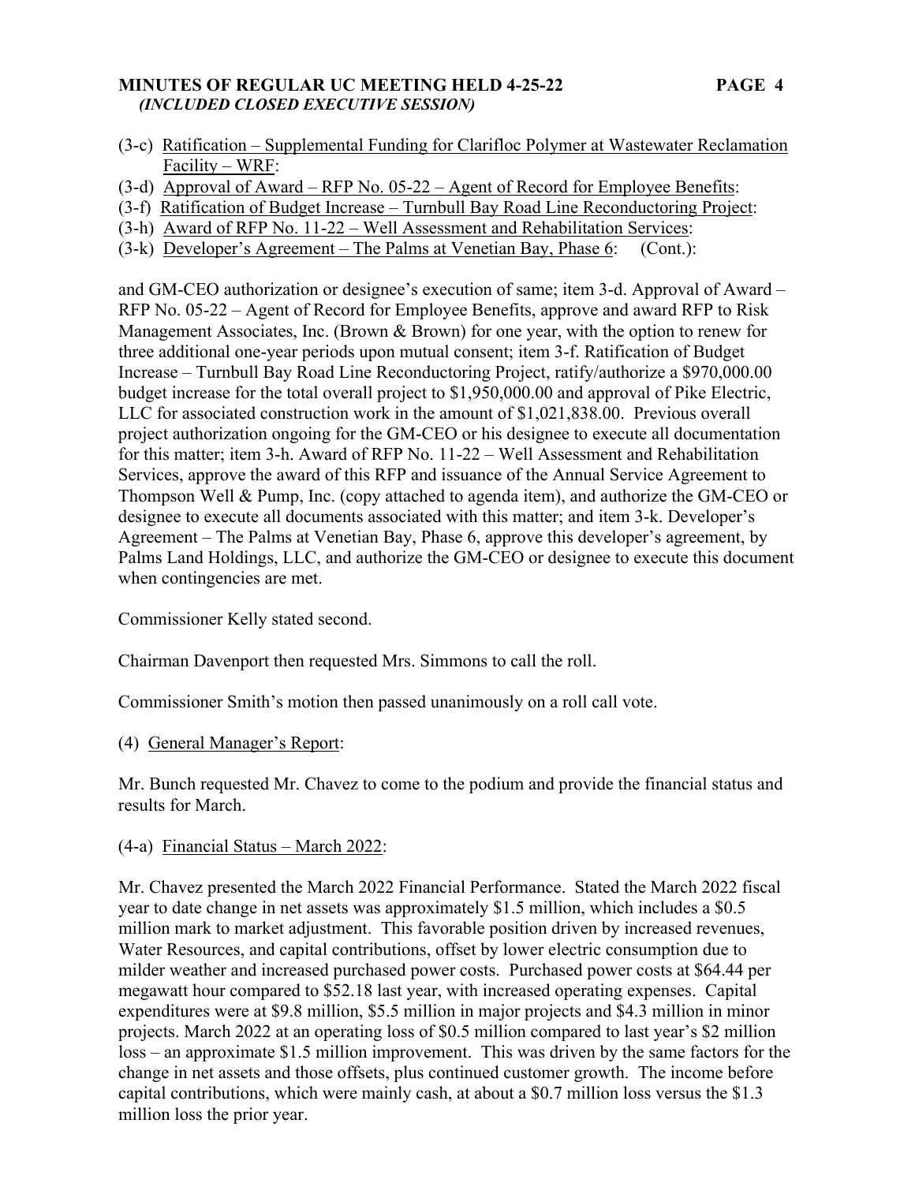(3-c) Ratification – Supplemental Funding for Clarifloc Polymer at Wastewater Reclamation Facility – WRF:
(3-d) Approval of Award – RFP No. 05-22 – Agent of Record for Employee Benefits:
(3-f) Ratification of Budget Increase – Turnbull Bay Road Line Reconductoring Project:
(3-h) Award of RFP No. 11-22 – Well Assessment and Rehabilitation Services:
(3-k) Developer's Agreement – The Palms at Venetian Bay, Phase 6: (Cont.):

and GM-CEO authorization or designee's execution of same; item 3-d. Approval of Award – RFP No. 05-22 – Agent of Record for Employee Benefits, approve and award RFP to Risk Management Associates, Inc. (Brown & Brown) for one year, with the option to renew for three additional one-year periods upon mutual consent; item 3-f. Ratification of Budget Increase – Turnbull Bay Road Line Reconductoring Project, ratify/authorize a $970,000.00 budget increase for the total overall project to $1,950,000.00 and approval of Pike Electric, LLC for associated construction work in the amount of $1,021,838.00. Previous overall project authorization ongoing for the GM-CEO or his designee to execute all documentation for this matter; item 3-h. Award of RFP No. 11-22 – Well Assessment and Rehabilitation Services, approve the award of this RFP and issuance of the Annual Service Agreement to Thompson Well & Pump, Inc. (copy attached to agenda item), and authorize the GM-CEO or designee to execute all documents associated with this matter; and item 3-k. Developer's Agreement – The Palms at Venetian Bay, Phase 6, approve this developer's agreement, by Palms Land Holdings, LLC, and authorize the GM-CEO or designee to execute this document when contingencies are met.

Commissioner Kelly stated second.

Chairman Davenport then requested Mrs. Simmons to call the roll.

Commissioner Smith's motion then passed unanimously on a roll call vote.

(4) General Manager's Report:

Mr. Bunch requested Mr. Chavez to come to the podium and provide the financial status and results for March.

(4-a) Financial Status – March 2022:

Mr. Chavez presented the March 2022 Financial Performance. Stated the March 2022 fiscal year to date change in net assets was approximately $1.5 million, which includes a $0.5 million mark to market adjustment. This favorable position driven by increased revenues, Water Resources, and capital contributions, offset by lower electric consumption due to milder weather and increased purchased power costs. Purchased power costs at $64.44 per megawatt hour compared to $52.18 last year, with increased operating expenses. Capital expenditures were at $9.8 million, $5.5 million in major projects and $4.3 million in minor projects. March 2022 at an operating loss of $0.5 million compared to last year's $2 million loss – an approximate $1.5 million improvement. This was driven by the same factors for the change in net assets and those offsets, plus continued customer growth. The income before capital contributions, which were mainly cash, at about a $0.7 million loss versus the $1.3 million loss the prior year.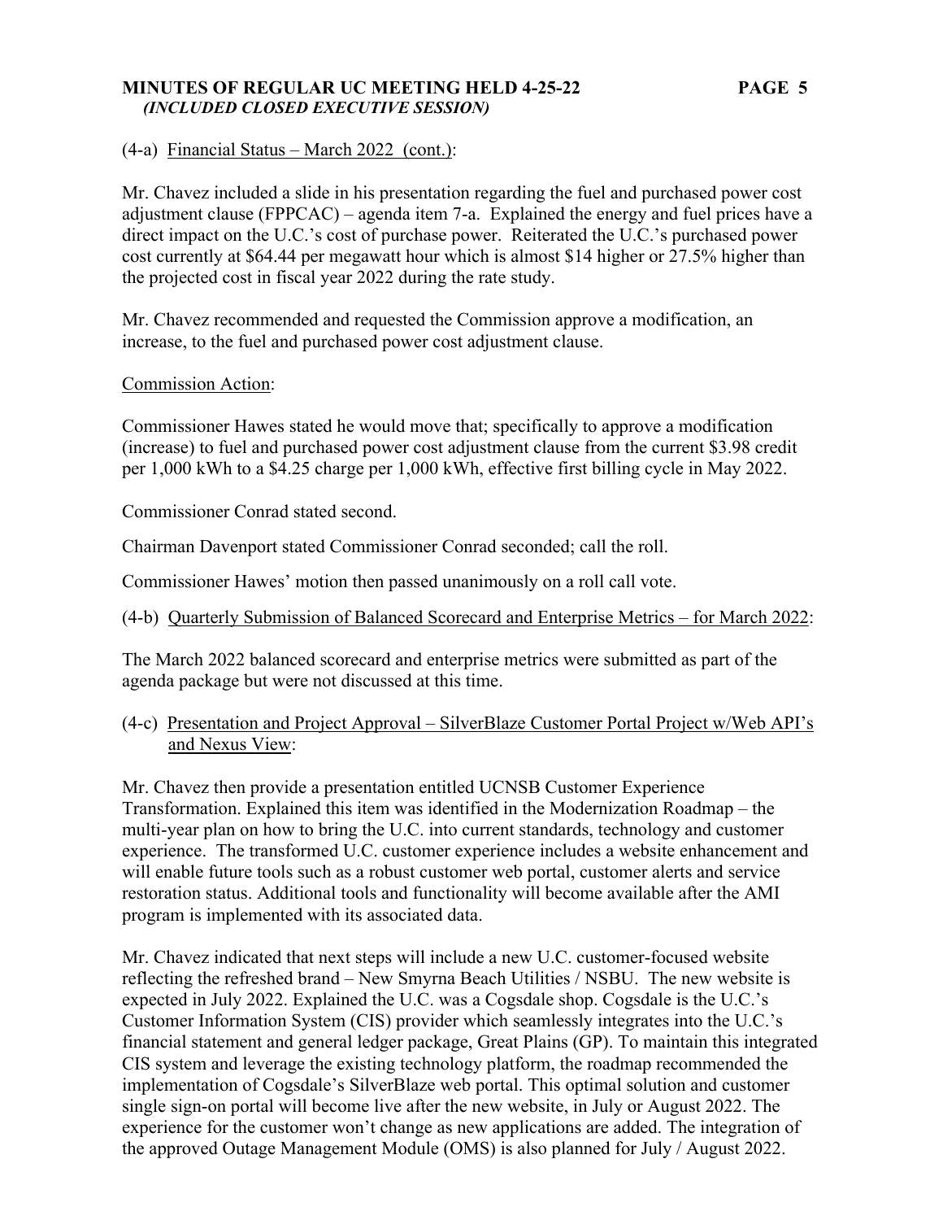(4-a) Financial Status – March 2022 (cont.):

Mr. Chavez included a slide in his presentation regarding the fuel and purchased power cost adjustment clause (FPPCAC) – agenda item 7-a. Explained the energy and fuel prices have a direct impact on the U.C.'s cost of purchase power. Reiterated the U.C.'s purchased power cost currently at $64.44 per megawatt hour which is almost $14 higher or 27.5% higher than the projected cost in fiscal year 2022 during the rate study.

Mr. Chavez recommended and requested the Commission approve a modification, an increase, to the fuel and purchased power cost adjustment clause.

Commission Action:

Commissioner Hawes stated he would move that; specifically to approve a modification (increase) to fuel and purchased power cost adjustment clause from the current $3.98 credit per 1,000 kWh to a $4.25 charge per 1,000 kWh, effective first billing cycle in May 2022.

Commissioner Conrad stated second.

Chairman Davenport stated Commissioner Conrad seconded; call the roll.

Commissioner Hawes' motion then passed unanimously on a roll call vote.

(4-b) Quarterly Submission of Balanced Scorecard and Enterprise Metrics – for March 2022:

The March 2022 balanced scorecard and enterprise metrics were submitted as part of the agenda package but were not discussed at this time.

(4-c) Presentation and Project Approval – SilverBlaze Customer Portal Project w/Web API's and Nexus View:

Mr. Chavez then provide a presentation entitled UCNSB Customer Experience Transformation. Explained this item was identified in the Modernization Roadmap – the multi-year plan on how to bring the U.C. into current standards, technology and customer experience. The transformed U.C. customer experience includes a website enhancement and will enable future tools such as a robust customer web portal, customer alerts and service restoration status. Additional tools and functionality will become available after the AMI program is implemented with its associated data.

Mr. Chavez indicated that next steps will include a new U.C. customer-focused website reflecting the refreshed brand – New Smyrna Beach Utilities / NSBU. The new website is expected in July 2022. Explained the U.C. was a Cogsdale shop. Cogsdale is the U.C.'s Customer Information System (CIS) provider which seamlessly integrates into the U.C.'s financial statement and general ledger package, Great Plains (GP). To maintain this integrated CIS system and leverage the existing technology platform, the roadmap recommended the implementation of Cogsdale's SilverBlaze web portal. This optimal solution and customer single sign-on portal will become live after the new website, in July or August 2022. The experience for the customer won't change as new applications are added. The integration of the approved Outage Management Module (OMS) is also planned for July / August 2022.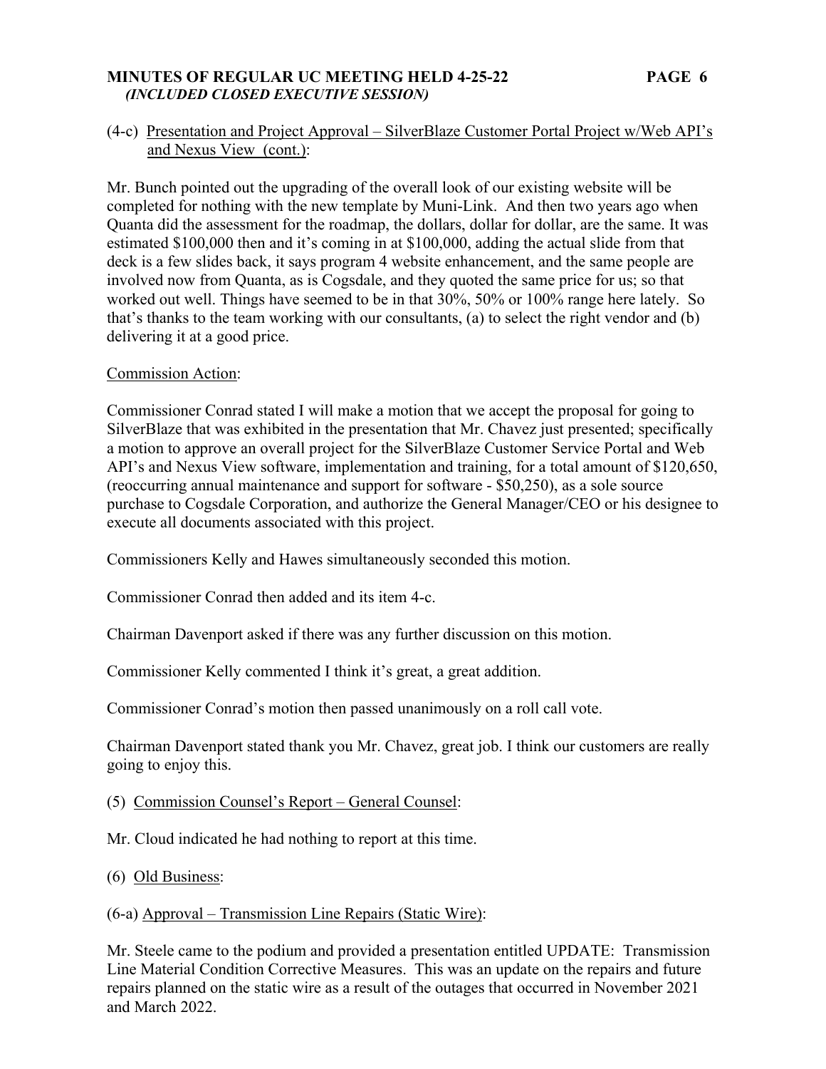(4-c) Presentation and Project Approval – SilverBlaze Customer Portal Project w/Web API's and Nexus View (cont.):

Mr. Bunch pointed out the upgrading of the overall look of our existing website will be completed for nothing with the new template by Muni-Link. And then two years ago when Quanta did the assessment for the roadmap, the dollars, dollar for dollar, are the same. It was estimated $100,000 then and it's coming in at $100,000, adding the actual slide from that deck is a few slides back, it says program 4 website enhancement, and the same people are involved now from Quanta, as is Cogsdale, and they quoted the same price for us; so that worked out well. Things have seemed to be in that 30%, 50% or 100% range here lately. So that's thanks to the team working with our consultants, (a) to select the right vendor and (b) delivering it at a good price.

Commission Action:

Commissioner Conrad stated I will make a motion that we accept the proposal for going to SilverBlaze that was exhibited in the presentation that Mr. Chavez just presented; specifically a motion to approve an overall project for the SilverBlaze Customer Service Portal and Web API's and Nexus View software, implementation and training, for a total amount of $120,650, (reoccurring annual maintenance and support for software - $50,250), as a sole source purchase to Cogsdale Corporation, and authorize the General Manager/CEO or his designee to execute all documents associated with this project.

Commissioners Kelly and Hawes simultaneously seconded this motion.

Commissioner Conrad then added and its item 4-c.

Chairman Davenport asked if there was any further discussion on this motion.

Commissioner Kelly commented I think it's great, a great addition.

Commissioner Conrad's motion then passed unanimously on a roll call vote.

Chairman Davenport stated thank you Mr. Chavez, great job. I think our customers are really going to enjoy this.

(5) Commission Counsel's Report – General Counsel:

Mr. Cloud indicated he had nothing to report at this time.

(6) Old Business:

(6-a) Approval – Transmission Line Repairs (Static Wire):

Mr. Steele came to the podium and provided a presentation entitled UPDATE: Transmission Line Material Condition Corrective Measures. This was an update on the repairs and future repairs planned on the static wire as a result of the outages that occurred in November 2021 and March 2022.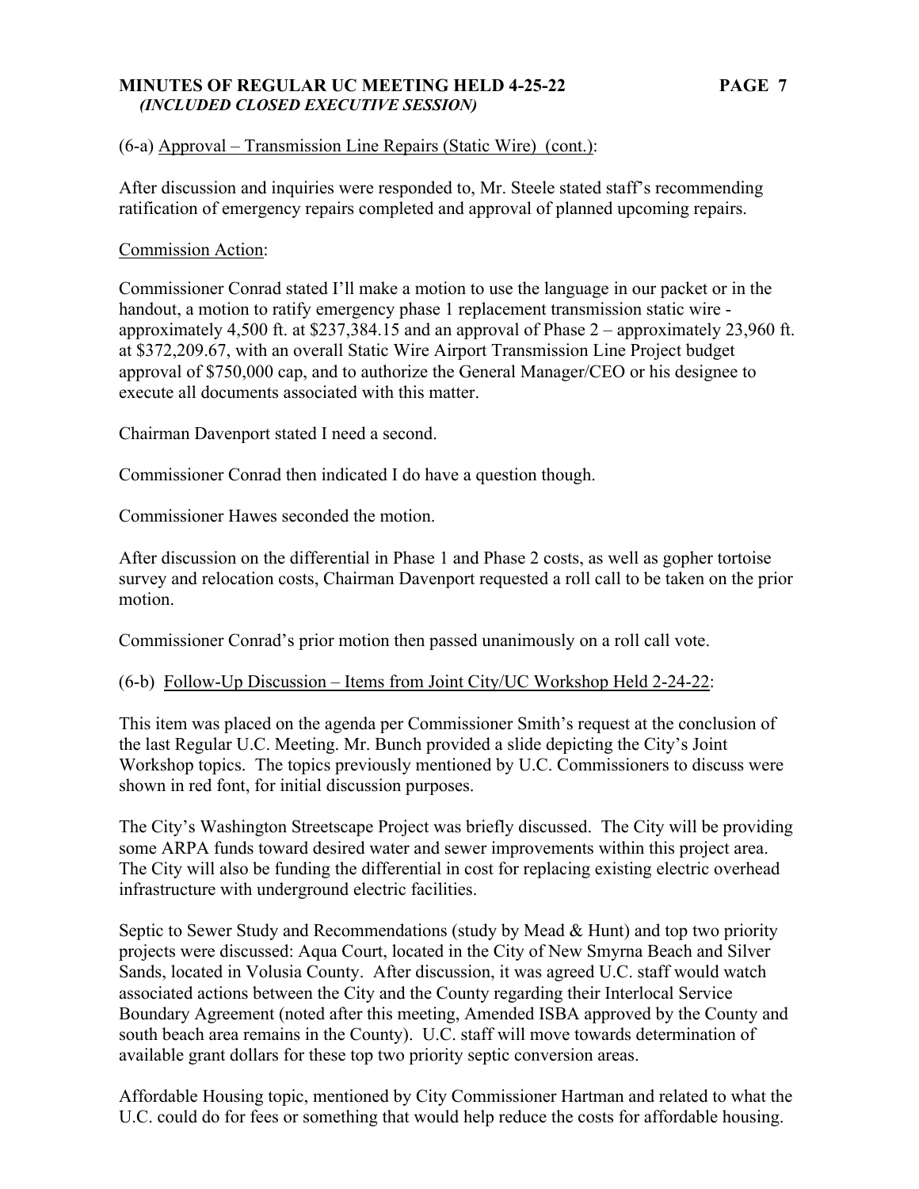(6-a) Approval – Transmission Line Repairs (Static Wire) (cont.):

After discussion and inquiries were responded to, Mr. Steele stated staff's recommending ratification of emergency repairs completed and approval of planned upcoming repairs.

Commission Action:

Commissioner Conrad stated I'll make a motion to use the language in our packet or in the handout, a motion to ratify emergency phase 1 replacement transmission static wire - approximately 4,500 ft. at $237,384.15 and an approval of Phase 2 – approximately 23,960 ft. at $372,209.67, with an overall Static Wire Airport Transmission Line Project budget approval of $750,000 cap, and to authorize the General Manager/CEO or his designee to execute all documents associated with this matter.

Chairman Davenport stated I need a second.

Commissioner Conrad then indicated I do have a question though.

Commissioner Hawes seconded the motion.

After discussion on the differential in Phase 1 and Phase 2 costs, as well as gopher tortoise survey and relocation costs, Chairman Davenport requested a roll call to be taken on the prior motion.

Commissioner Conrad's prior motion then passed unanimously on a roll call vote.

(6-b) Follow-Up Discussion – Items from Joint City/UC Workshop Held 2-24-22:

This item was placed on the agenda per Commissioner Smith's request at the conclusion of the last Regular U.C. Meeting. Mr. Bunch provided a slide depicting the City's Joint Workshop topics. The topics previously mentioned by U.C. Commissioners to discuss were shown in red font, for initial discussion purposes.

The City's Washington Streetscape Project was briefly discussed. The City will be providing some ARPA funds toward desired water and sewer improvements within this project area. The City will also be funding the differential in cost for replacing existing electric overhead infrastructure with underground electric facilities.

Septic to Sewer Study and Recommendations (study by Mead & Hunt) and top two priority projects were discussed: Aqua Court, located in the City of New Smyrna Beach and Silver Sands, located in Volusia County. After discussion, it was agreed U.C. staff would watch associated actions between the City and the County regarding their Interlocal Service Boundary Agreement (noted after this meeting, Amended ISBA approved by the County and south beach area remains in the County). U.C. staff will move towards determination of available grant dollars for these top two priority septic conversion areas.

Affordable Housing topic, mentioned by City Commissioner Hartman and related to what the U.C. could do for fees or something that would help reduce the costs for affordable housing.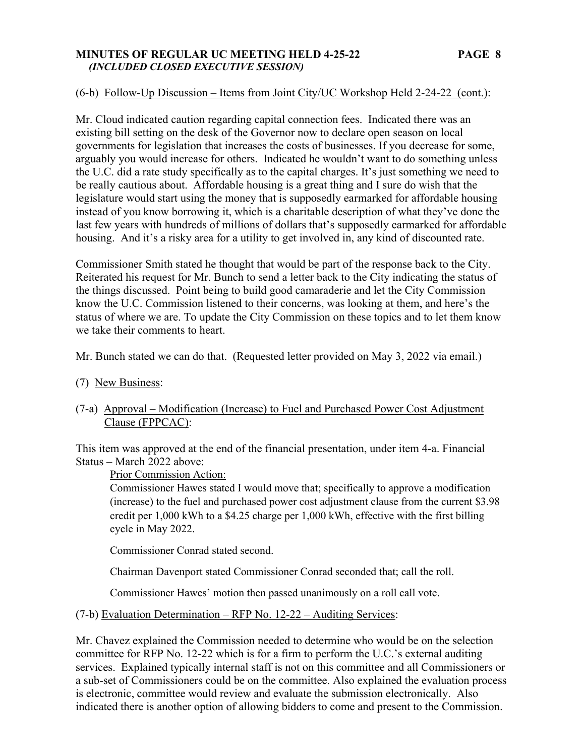(6-b) Follow-Up Discussion – Items from Joint City/UC Workshop Held 2-24-22 (cont.):

Mr. Cloud indicated caution regarding capital connection fees. Indicated there was an existing bill setting on the desk of the Governor now to declare open season on local governments for legislation that increases the costs of businesses. If you decrease for some, arguably you would increase for others. Indicated he wouldn't want to do something unless the U.C. did a rate study specifically as to the capital charges. It's just something we need to be really cautious about. Affordable housing is a great thing and I sure do wish that the legislature would start using the money that is supposedly earmarked for affordable housing instead of you know borrowing it, which is a charitable description of what they've done the last few years with hundreds of millions of dollars that's supposedly earmarked for affordable housing. And it's a risky area for a utility to get involved in, any kind of discounted rate.

Commissioner Smith stated he thought that would be part of the response back to the City. Reiterated his request for Mr. Bunch to send a letter back to the City indicating the status of the things discussed. Point being to build good camaraderie and let the City Commission know the U.C. Commission listened to their concerns, was looking at them, and here's the status of where we are. To update the City Commission on these topics and to let them know we take their comments to heart.

Mr. Bunch stated we can do that. (Requested letter provided on May 3, 2022 via email.)

(7) New Business:

(7-a) Approval – Modification (Increase) to Fuel and Purchased Power Cost Adjustment Clause (FPPCAC):

This item was approved at the end of the financial presentation, under item 4-a. Financial Status – March 2022 above:

> Prior Commission Action:
>
> Commissioner Hawes stated I would move that; specifically to approve a modification (increase) to the fuel and purchased power cost adjustment clause from the current \$3.98 credit per 1,000 kWh to a \$4.25 charge per 1,000 kWh, effective with the first billing cycle in May 2022.
>
> Commissioner Conrad stated second.
>
> Chairman Davenport stated Commissioner Conrad seconded that; call the roll.
>
> Commissioner Hawes' motion then passed unanimously on a roll call vote.

(7-b) Evaluation Determination – RFP No. 12-22 – Auditing Services:

Mr. Chavez explained the Commission needed to determine who would be on the selection committee for RFP No. 12-22 which is for a firm to perform the U.C.'s external auditing services. Explained typically internal staff is not on this committee and all Commissioners or a sub-set of Commissioners could be on the committee. Also explained the evaluation process is electronic, committee would review and evaluate the submission electronically. Also indicated there is another option of allowing bidders to come and present to the Commission.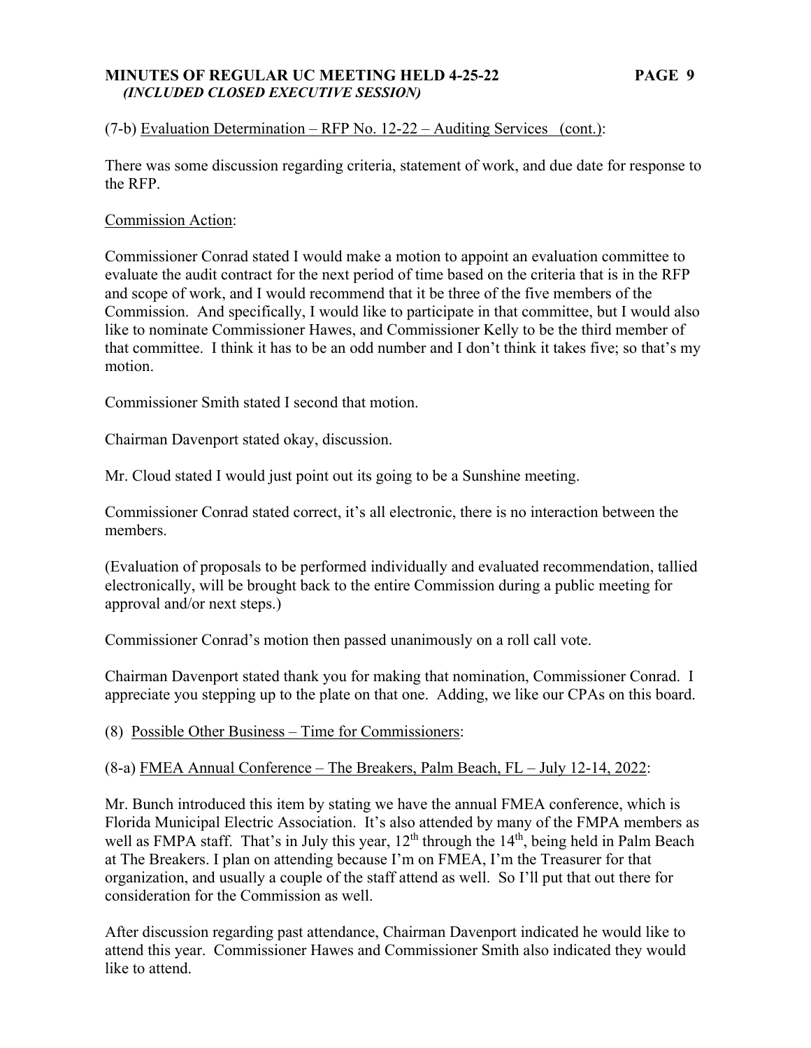(7-b) Evaluation Determination – RFP No. 12-22 – Auditing Services (cont.):

There was some discussion regarding criteria, statement of work, and due date for response to the RFP.

Commission Action:

Commissioner Conrad stated I would make a motion to appoint an evaluation committee to evaluate the audit contract for the next period of time based on the criteria that is in the RFP and scope of work, and I would recommend that it be three of the five members of the Commission. And specifically, I would like to participate in that committee, but I would also like to nominate Commissioner Hawes, and Commissioner Kelly to be the third member of that committee. I think it has to be an odd number and I don't think it takes five; so that's my motion.

Commissioner Smith stated I second that motion.

Chairman Davenport stated okay, discussion.

Mr. Cloud stated I would just point out its going to be a Sunshine meeting.

Commissioner Conrad stated correct, it's all electronic, there is no interaction between the members.

(Evaluation of proposals to be performed individually and evaluated recommendation, tallied electronically, will be brought back to the entire Commission during a public meeting for approval and/or next steps.)

Commissioner Conrad's motion then passed unanimously on a roll call vote.

Chairman Davenport stated thank you for making that nomination, Commissioner Conrad. I appreciate you stepping up to the plate on that one. Adding, we like our CPAs on this board.

(8) Possible Other Business – Time for Commissioners:

(8-a) FMEA Annual Conference – The Breakers, Palm Beach, FL – July 12-14, 2022:

Mr. Bunch introduced this item by stating we have the annual FMEA conference, which is Florida Municipal Electric Association. It's also attended by many of the FMPA members as well as FMPA staff. That's in July this year, 12th through the 14th, being held in Palm Beach at The Breakers. I plan on attending because I'm on FMEA, I'm the Treasurer for that organization, and usually a couple of the staff attend as well. So I'll put that out there for consideration for the Commission as well.

After discussion regarding past attendance, Chairman Davenport indicated he would like to attend this year. Commissioner Hawes and Commissioner Smith also indicated they would like to attend.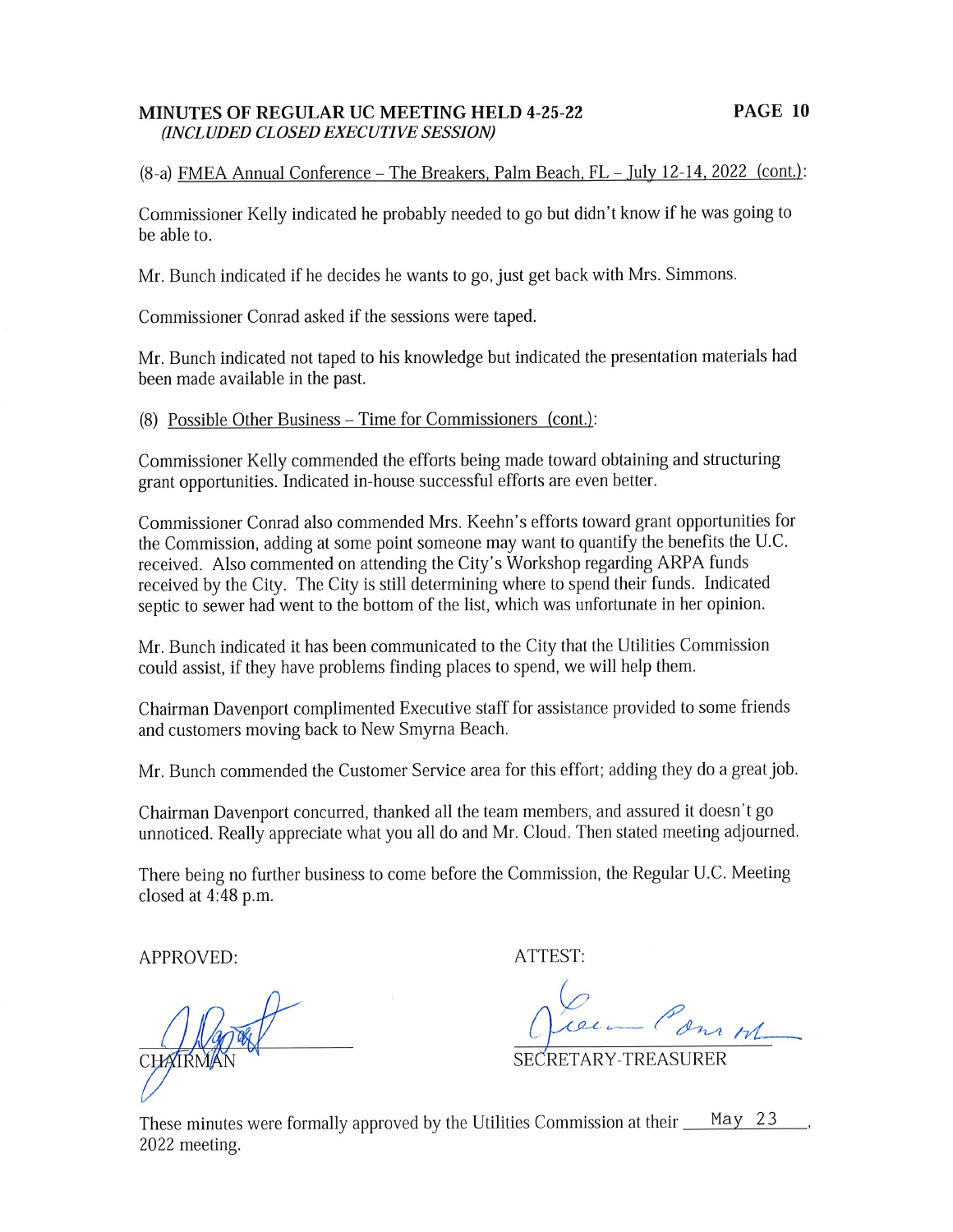(8-a) FMEA Annual Conference – The Breakers, Palm Beach, FL – July 12-14, 2022 (cont.):

Commissioner Kelly indicated he probably needed to go but didn't know if he was going to be able to.

Mr. Bunch indicated if he decides he wants to go, just get back with Mrs. Simmons.

Commissioner Conrad asked if the sessions were taped.

Mr. Bunch indicated not taped to his knowledge but indicated the presentation materials had been made available in the past.

(8) Possible Other Business – Time for Commissioners (cont.):

Commissioner Kelly commended the efforts being made toward obtaining and structuring grant opportunities. Indicated in-house successful efforts are even better.

Commissioner Conrad also commended Mrs. Keehn's efforts toward grant opportunities for the Commission, adding at some point someone may want to quantify the benefits the U.C. received. Also commented on attending the City's Workshop regarding ARPA funds received by the City. The City is still determining where to spend their funds. Indicated septic to sewer had went to the bottom of the list, which was unfortunate in her opinion.

Mr. Bunch indicated it has been communicated to the City that the Utilities Commission could assist, if they have problems finding places to spend, we will help them.

Chairman Davenport complimented Executive staff for assistance provided to some friends and customers moving back to New Smyrna Beach.

Mr. Bunch commended the Customer Service area for this effort; adding they do a great job.

Chairman Davenport concurred, thanked all the team members, and assured it doesn't go unnoticed. Really appreciate what you all do and Mr. Cloud. Then stated meeting adjourned.

There being no further business to come before the Commission, the Regular U.C. Meeting closed at 4:48 p.m.

APPROVED: ATTEST:

CHAIRMAN SECRETARY-TREASURER

These minutes were formally approved by the Utilities Commission at their May 23, 2022 meeting.